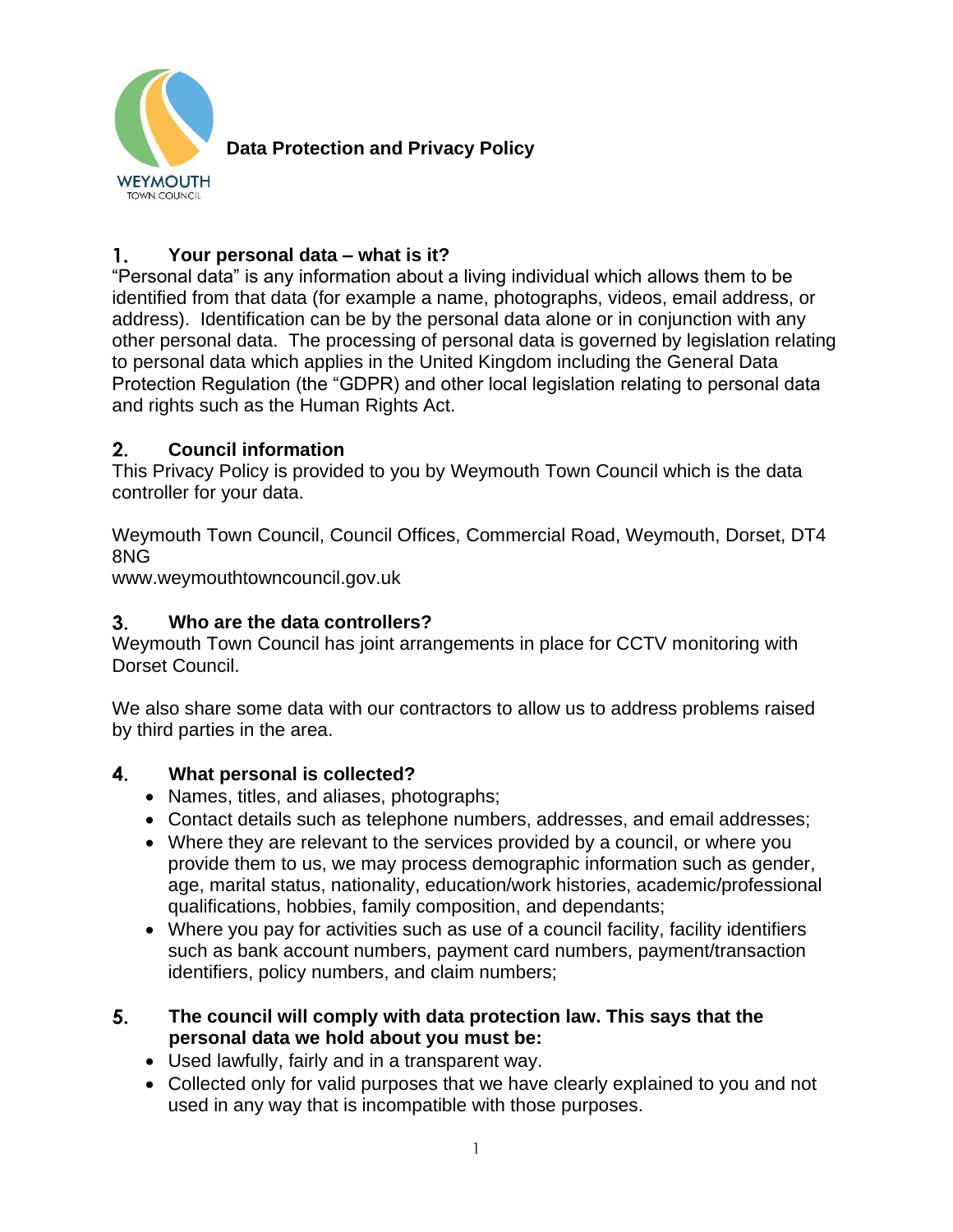# Data Protection and Privacy Policy

## 1. Your personal data – what is it?

"Personal data" is any information about a living individual which allows them to be identified from that data (for example a name, photographs, videos, email address, or address). Identification can be by the personal data alone or in conjunction with any other personal data. The processing of personal data is governed by legislation relating to personal data which applies in the United Kingdom including the General Data Protection Regulation (the "GDPR) and other local legislation relating to personal data and rights such as the Human Rights Act.

## 2. Council information

This Privacy Policy is provided to you by Weymouth Town Council which is the data controller for your data.

Weymouth Town Council, Council Offices, Commercial Road, Weymouth, Dorset, DT4 8NG
www.weymouthtowncouncil.gov.uk

## 3. Who are the data controllers?

Weymouth Town Council has joint arrangements in place for CCTV monitoring with Dorset Council.

We also share some data with our contractors to allow us to address problems raised by third parties in the area.

## 4. What personal is collected?

- Names, titles, and aliases, photographs;
- Contact details such as telephone numbers, addresses, and email addresses;
- Where they are relevant to the services provided by a council, or where you provide them to us, we may process demographic information such as gender, age, marital status, nationality, education/work histories, academic/professional qualifications, hobbies, family composition, and dependants;
- Where you pay for activities such as use of a council facility, facility identifiers such as bank account numbers, payment card numbers, payment/transaction identifiers, policy numbers, and claim numbers;

## 5. The council will comply with data protection law. This says that the personal data we hold about you must be:

- Used lawfully, fairly and in a transparent way.
- Collected only for valid purposes that we have clearly explained to you and not used in any way that is incompatible with those purposes.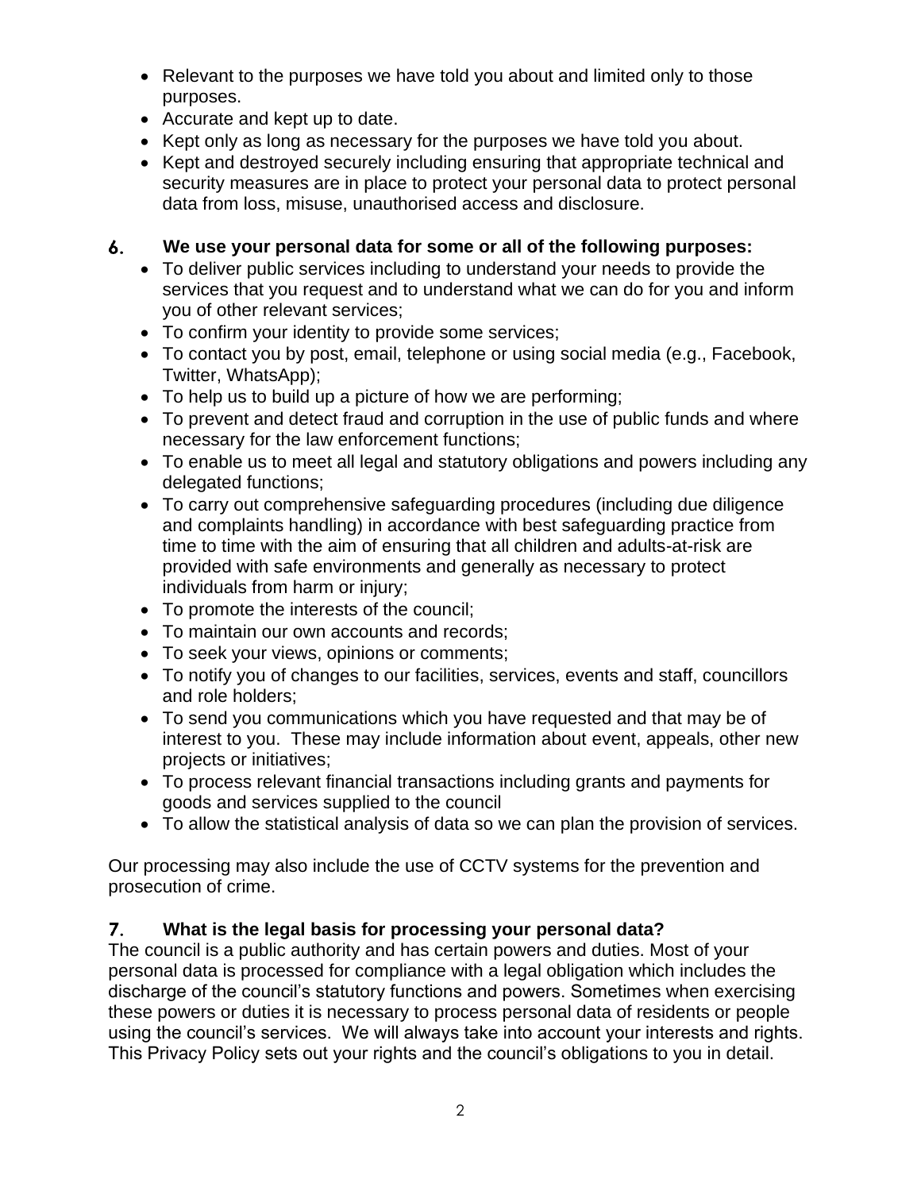- Relevant to the purposes we have told you about and limited only to those purposes.
- Accurate and kept up to date.
- Kept only as long as necessary for the purposes we have told you about.
- Kept and destroyed securely including ensuring that appropriate technical and security measures are in place to protect your personal data to protect personal data from loss, misuse, unauthorised access and disclosure.

## 6. We use your personal data for some or all of the following purposes:

- To deliver public services including to understand your needs to provide the services that you request and to understand what we can do for you and inform you of other relevant services;
- To confirm your identity to provide some services;
- To contact you by post, email, telephone or using social media (e.g., Facebook, Twitter, WhatsApp);
- To help us to build up a picture of how we are performing;
- To prevent and detect fraud and corruption in the use of public funds and where necessary for the law enforcement functions;
- To enable us to meet all legal and statutory obligations and powers including any delegated functions;
- To carry out comprehensive safeguarding procedures (including due diligence and complaints handling) in accordance with best safeguarding practice from time to time with the aim of ensuring that all children and adults-at-risk are provided with safe environments and generally as necessary to protect individuals from harm or injury;
- To promote the interests of the council;
- To maintain our own accounts and records;
- To seek your views, opinions or comments;
- To notify you of changes to our facilities, services, events and staff, councillors and role holders;
- To send you communications which you have requested and that may be of interest to you. These may include information about event, appeals, other new projects or initiatives;
- To process relevant financial transactions including grants and payments for goods and services supplied to the council
- To allow the statistical analysis of data so we can plan the provision of services.

Our processing may also include the use of CCTV systems for the prevention and prosecution of crime.

## 7. What is the legal basis for processing your personal data?

The council is a public authority and has certain powers and duties. Most of your personal data is processed for compliance with a legal obligation which includes the discharge of the council's statutory functions and powers. Sometimes when exercising these powers or duties it is necessary to process personal data of residents or people using the council's services. We will always take into account your interests and rights. This Privacy Policy sets out your rights and the council's obligations to you in detail.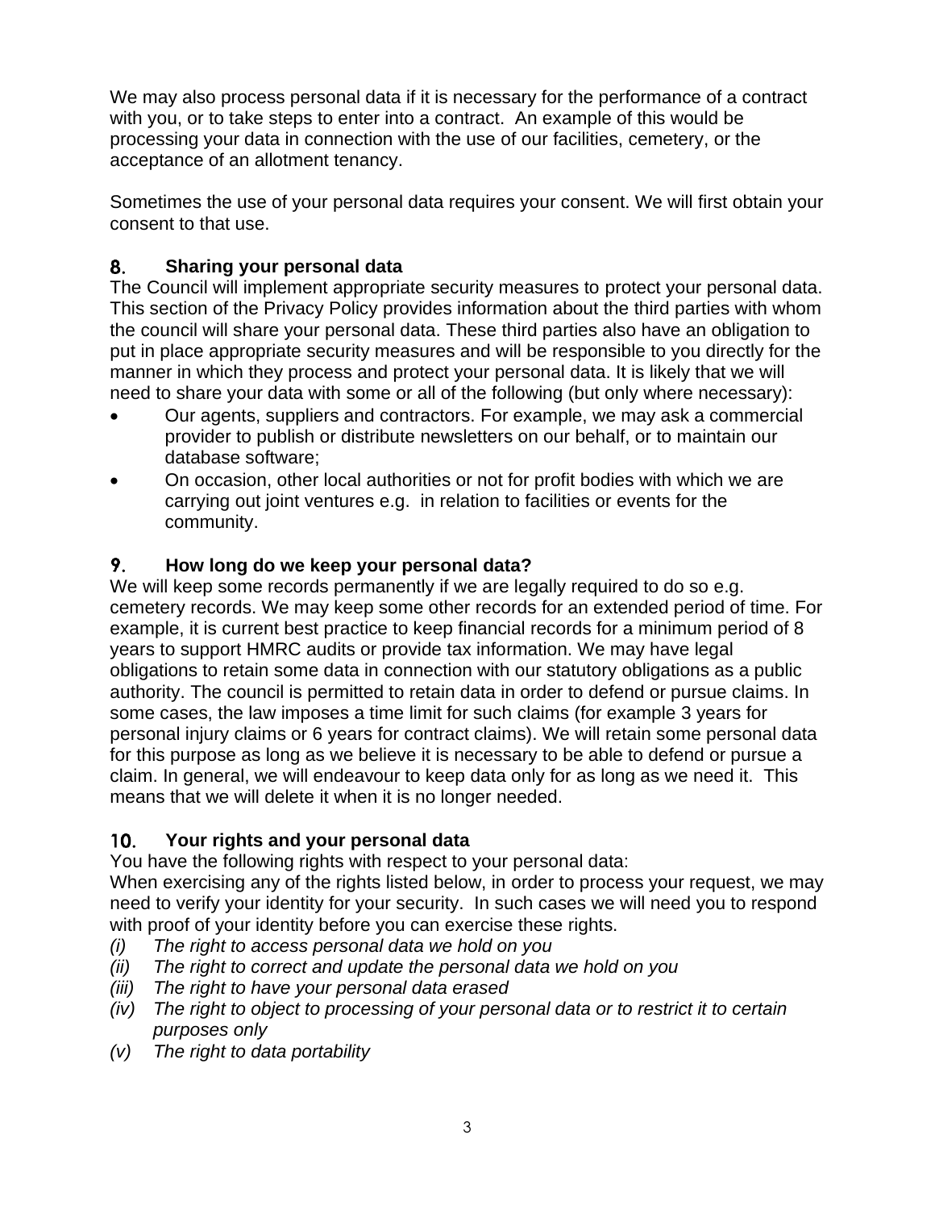We may also process personal data if it is necessary for the performance of a contract with you, or to take steps to enter into a contract. An example of this would be processing your data in connection with the use of our facilities, cemetery, or the acceptance of an allotment tenancy.

Sometimes the use of your personal data requires your consent. We will first obtain your consent to that use.

## 8. Sharing your personal data

The Council will implement appropriate security measures to protect your personal data. This section of the Privacy Policy provides information about the third parties with whom the council will share your personal data. These third parties also have an obligation to put in place appropriate security measures and will be responsible to you directly for the manner in which they process and protect your personal data. It is likely that we will need to share your data with some or all of the following (but only where necessary):

- Our agents, suppliers and contractors. For example, we may ask a commercial provider to publish or distribute newsletters on our behalf, or to maintain our database software;
- On occasion, other local authorities or not for profit bodies with which we are carrying out joint ventures e.g. in relation to facilities or events for the community.

## 9. How long do we keep your personal data?

We will keep some records permanently if we are legally required to do so e.g. cemetery records. We may keep some other records for an extended period of time. For example, it is current best practice to keep financial records for a minimum period of 8 years to support HMRC audits or provide tax information. We may have legal obligations to retain some data in connection with our statutory obligations as a public authority. The council is permitted to retain data in order to defend or pursue claims. In some cases, the law imposes a time limit for such claims (for example 3 years for personal injury claims or 6 years for contract claims). We will retain some personal data for this purpose as long as we believe it is necessary to be able to defend or pursue a claim. In general, we will endeavour to keep data only for as long as we need it. This means that we will delete it when it is no longer needed.

## 10. Your rights and your personal data

You have the following rights with respect to your personal data:
When exercising any of the rights listed below, in order to process your request, we may need to verify your identity for your security. In such cases we will need you to respond with proof of your identity before you can exercise these rights.

*(i) The right to access personal data we hold on you*
*(ii) The right to correct and update the personal data we hold on you*
*(iii) The right to have your personal data erased*
*(iv) The right to object to processing of your personal data or to restrict it to certain purposes only*
*(v) The right to data portability*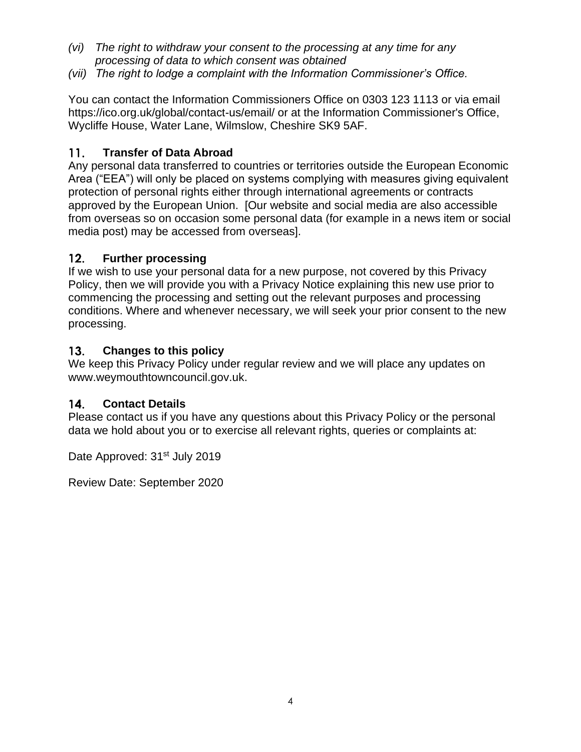*(vi) The right to withdraw your consent to the processing at any time for any processing of data to which consent was obtained*

*(vii) The right to lodge a complaint with the Information Commissioner's Office.*

You can contact the Information Commissioners Office on 0303 123 1113 or via email https://ico.org.uk/global/contact-us/email/ or at the Information Commissioner's Office, Wycliffe House, Water Lane, Wilmslow, Cheshire SK9 5AF.

## 11. Transfer of Data Abroad

Any personal data transferred to countries or territories outside the European Economic Area ("EEA") will only be placed on systems complying with measures giving equivalent protection of personal rights either through international agreements or contracts approved by the European Union. [Our website and social media are also accessible from overseas so on occasion some personal data (for example in a news item or social media post) may be accessed from overseas].

## 12. Further processing

If we wish to use your personal data for a new purpose, not covered by this Privacy Policy, then we will provide you with a Privacy Notice explaining this new use prior to commencing the processing and setting out the relevant purposes and processing conditions. Where and whenever necessary, we will seek your prior consent to the new processing.

## 13. Changes to this policy

We keep this Privacy Policy under regular review and we will place any updates on www.weymouthtowncouncil.gov.uk.

## 14. Contact Details

Please contact us if you have any questions about this Privacy Policy or the personal data we hold about you or to exercise all relevant rights, queries or complaints at:

Date Approved: 31st July 2019

Review Date: September 2020